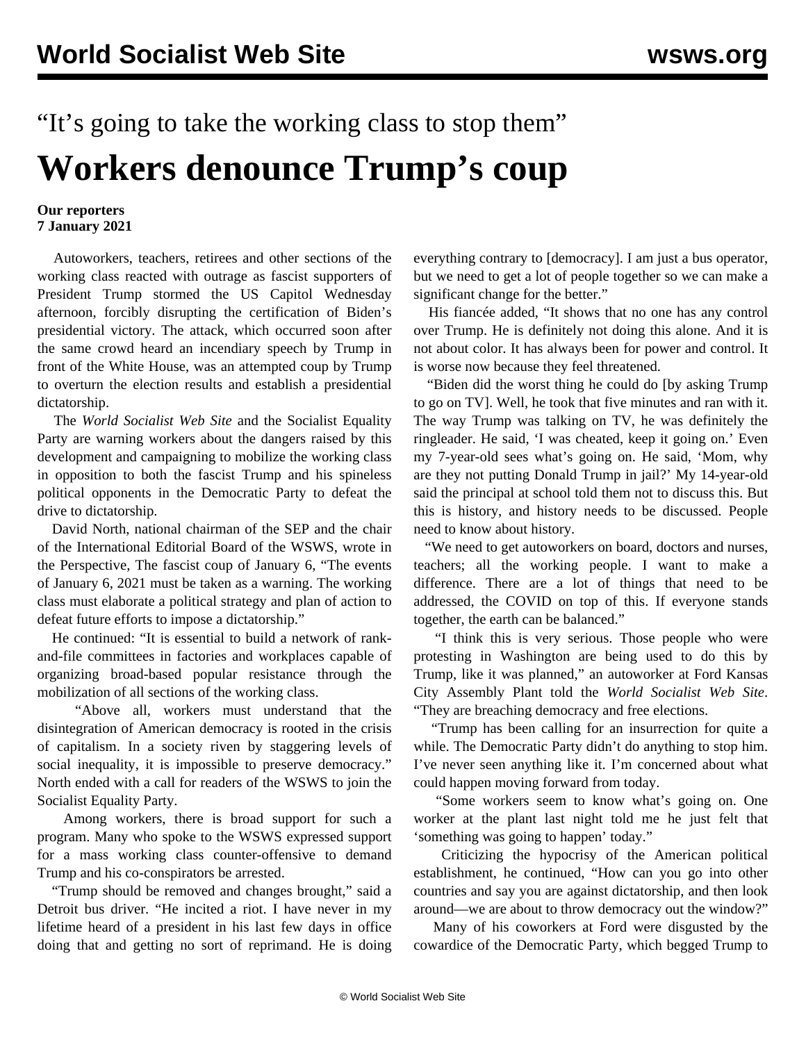“It’s going to take the working class to stop them”

# Workers denounce Trump’s coup

**Our reporters**
**7 January 2021**

Autoworkers, teachers, retirees and other sections of the working class reacted with outrage as fascist supporters of President Trump stormed the US Capitol Wednesday afternoon, forcibly disrupting the certification of Biden’s presidential victory. The attack, which occurred soon after the same crowd heard an incendiary speech by Trump in front of the White House, was an attempted coup by Trump to overturn the election results and establish a presidential dictatorship.

The *World Socialist Web Site* and the Socialist Equality Party are warning workers about the dangers raised by this development and campaigning to mobilize the working class in opposition to both the fascist Trump and his spineless political opponents in the Democratic Party to defeat the drive to dictatorship.

David North, national chairman of the SEP and the chair of the International Editorial Board of the WSWS, wrote in the Perspective, The fascist coup of January 6, “The events of January 6, 2021 must be taken as a warning. The working class must elaborate a political strategy and plan of action to defeat future efforts to impose a dictatorship.”

He continued: “It is essential to build a network of rank-and-file committees in factories and workplaces capable of organizing broad-based popular resistance through the mobilization of all sections of the working class.

“Above all, workers must understand that the disintegration of American democracy is rooted in the crisis of capitalism. In a society riven by staggering levels of social inequality, it is impossible to preserve democracy.” North ended with a call for readers of the WSWS to join the Socialist Equality Party.

Among workers, there is broad support for such a program. Many who spoke to the WSWS expressed support for a mass working class counter-offensive to demand Trump and his co-conspirators be arrested.

“Trump should be removed and changes brought,” said a Detroit bus driver. “He incited a riot. I have never in my lifetime heard of a president in his last few days in office doing that and getting no sort of reprimand. He is doing everything contrary to [democracy]. I am just a bus operator, but we need to get a lot of people together so we can make a significant change for the better.”

His fiancée added, “It shows that no one has any control over Trump. He is definitely not doing this alone. And it is not about color. It has always been for power and control. It is worse now because they feel threatened.

“Biden did the worst thing he could do [by asking Trump to go on TV]. Well, he took that five minutes and ran with it. The way Trump was talking on TV, he was definitely the ringleader. He said, ‘I was cheated, keep it going on.’ Even my 7-year-old sees what’s going on. He said, ‘Mom, why are they not putting Donald Trump in jail?’ My 14-year-old said the principal at school told them not to discuss this. But this is history, and history needs to be discussed. People need to know about history.

“We need to get autoworkers on board, doctors and nurses, teachers; all the working people. I want to make a difference. There are a lot of things that need to be addressed, the COVID on top of this. If everyone stands together, the earth can be balanced.”

“I think this is very serious. Those people who were protesting in Washington are being used to do this by Trump, like it was planned,” an autoworker at Ford Kansas City Assembly Plant told the *World Socialist Web Site*. “They are breaching democracy and free elections.

“Trump has been calling for an insurrection for quite a while. The Democratic Party didn’t do anything to stop him. I’ve never seen anything like it. I’m concerned about what could happen moving forward from today.

“Some workers seem to know what’s going on. One worker at the plant last night told me he just felt that ‘something was going to happen’ today.”

Criticizing the hypocrisy of the American political establishment, he continued, “How can you go into other countries and say you are against dictatorship, and then look around—we are about to throw democracy out the window?”

Many of his coworkers at Ford were disgusted by the cowardice of the Democratic Party, which begged Trump to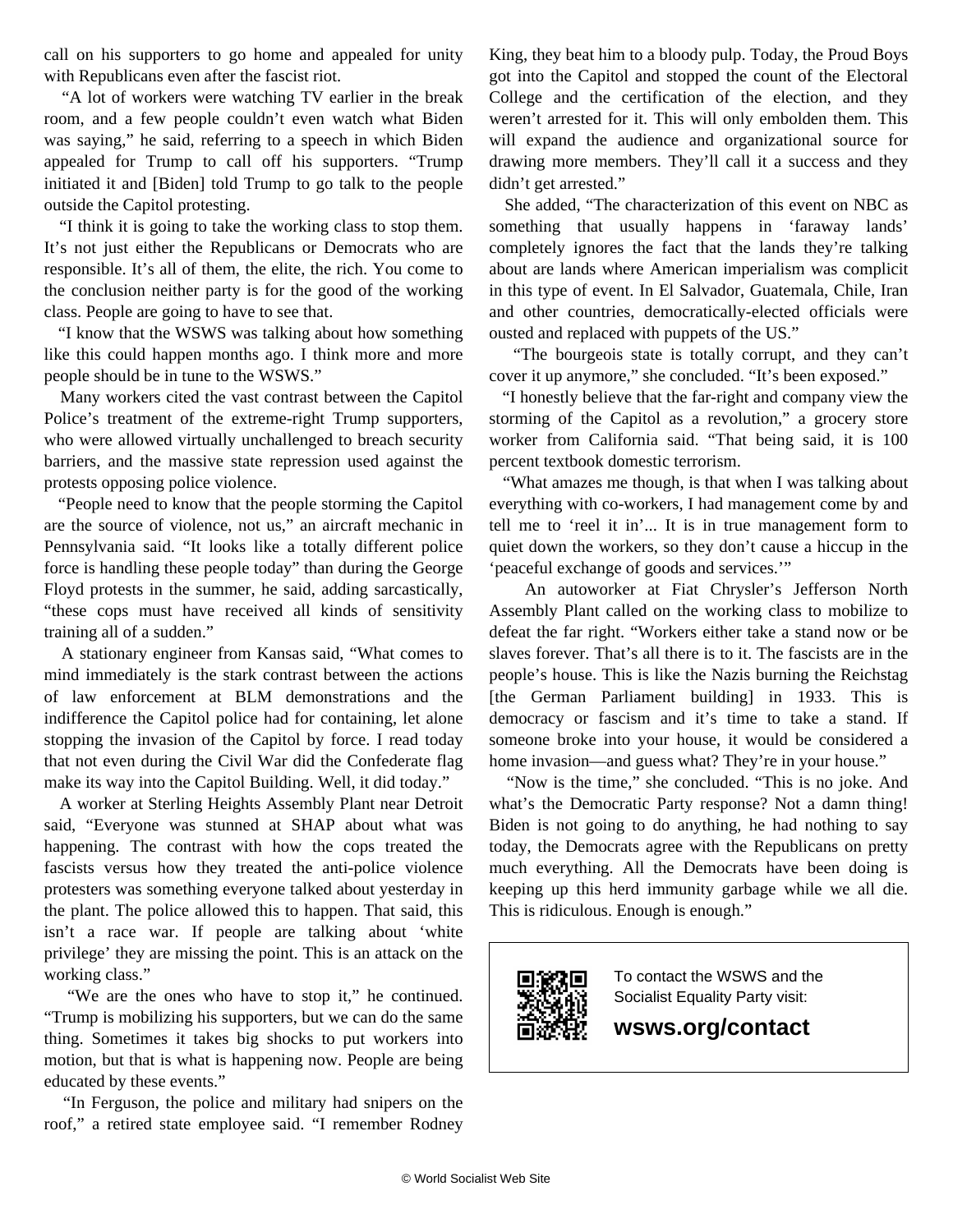call on his supporters to go home and appealed for unity with Republicans even after the fascist riot.

"A lot of workers were watching TV earlier in the break room, and a few people couldn't even watch what Biden was saying," he said, referring to a speech in which Biden appealed for Trump to call off his supporters. "Trump initiated it and [Biden] told Trump to go talk to the people outside the Capitol protesting.

"I think it is going to take the working class to stop them. It's not just either the Republicans or Democrats who are responsible. It's all of them, the elite, the rich. You come to the conclusion neither party is for the good of the working class. People are going to have to see that.

"I know that the WSWS was talking about how something like this could happen months ago. I think more and more people should be in tune to the WSWS."

Many workers cited the vast contrast between the Capitol Police's treatment of the extreme-right Trump supporters, who were allowed virtually unchallenged to breach security barriers, and the massive state repression used against the protests opposing police violence.

"People need to know that the people storming the Capitol are the source of violence, not us," an aircraft mechanic in Pennsylvania said. "It looks like a totally different police force is handling these people today" than during the George Floyd protests in the summer, he said, adding sarcastically, "these cops must have received all kinds of sensitivity training all of a sudden."

A stationary engineer from Kansas said, "What comes to mind immediately is the stark contrast between the actions of law enforcement at BLM demonstrations and the indifference the Capitol police had for containing, let alone stopping the invasion of the Capitol by force. I read today that not even during the Civil War did the Confederate flag make its way into the Capitol Building. Well, it did today."

A worker at Sterling Heights Assembly Plant near Detroit said, "Everyone was stunned at SHAP about what was happening. The contrast with how the cops treated the fascists versus how they treated the anti-police violence protesters was something everyone talked about yesterday in the plant. The police allowed this to happen. That said, this isn't a race war. If people are talking about 'white privilege' they are missing the point. This is an attack on the working class."

"We are the ones who have to stop it," he continued. "Trump is mobilizing his supporters, but we can do the same thing. Sometimes it takes big shocks to put workers into motion, but that is what is happening now. People are being educated by these events."

"In Ferguson, the police and military had snipers on the roof," a retired state employee said. "I remember Rodney King, they beat him to a bloody pulp. Today, the Proud Boys got into the Capitol and stopped the count of the Electoral College and the certification of the election, and they weren't arrested for it. This will only embolden them. This will expand the audience and organizational source for drawing more members. They'll call it a success and they didn't get arrested."

She added, "The characterization of this event on NBC as something that usually happens in 'faraway lands' completely ignores the fact that the lands they're talking about are lands where American imperialism was complicit in this type of event. In El Salvador, Guatemala, Chile, Iran and other countries, democratically-elected officials were ousted and replaced with puppets of the US."

"The bourgeois state is totally corrupt, and they can't cover it up anymore," she concluded. "It's been exposed."

"I honestly believe that the far-right and company view the storming of the Capitol as a revolution," a grocery store worker from California said. "That being said, it is 100 percent textbook domestic terrorism.

"What amazes me though, is that when I was talking about everything with co-workers, I had management come by and tell me to 'reel it in'... It is in true management form to quiet down the workers, so they don't cause a hiccup in the 'peaceful exchange of goods and services.'"

An autoworker at Fiat Chrysler's Jefferson North Assembly Plant called on the working class to mobilize to defeat the far right. "Workers either take a stand now or be slaves forever. That's all there is to it. The fascists are in the people's house. This is like the Nazis burning the Reichstag [the German Parliament building] in 1933. This is democracy or fascism and it's time to take a stand. If someone broke into your house, it would be considered a home invasion—and guess what? They're in your house."

"Now is the time," she concluded. "This is no joke. And what's the Democratic Party response? Not a damn thing! Biden is not going to do anything, he had nothing to say today, the Democrats agree with the Republicans on pretty much everything. All the Democrats have been doing is keeping up this herd immunity garbage while we all die. This is ridiculous. Enough is enough."

To contact the WSWS and the Socialist Equality Party visit:

**wsws.org/contact**